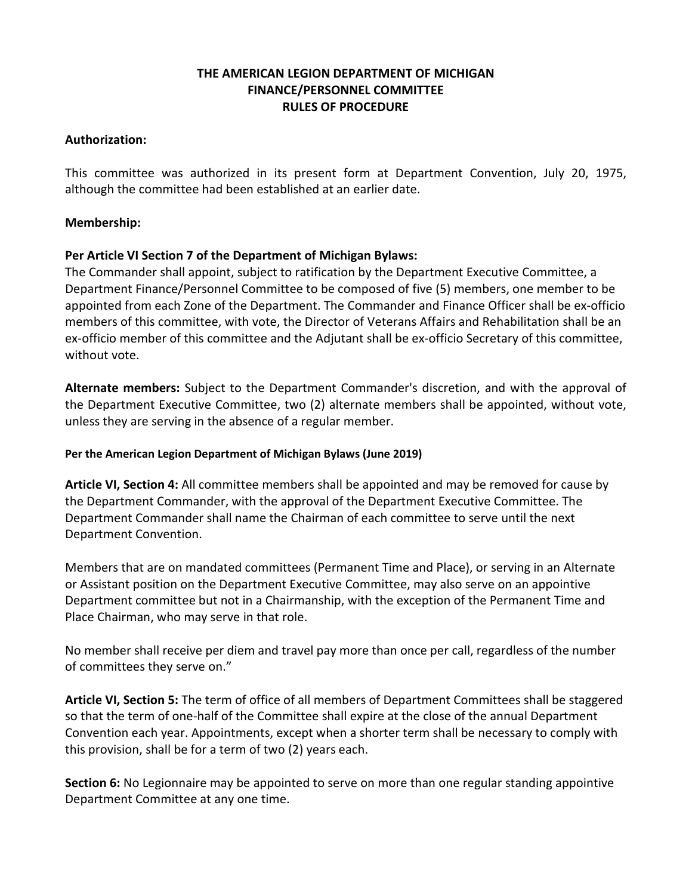# THE AMERICAN LEGION DEPARTMENT OF MICHIGAN
# FINANCE/PERSONNEL COMMITTEE
# RULES OF PROCEDURE

**Authorization:**

This committee was authorized in its present form at Department Convention, July 20, 1975, although the committee had been established at an earlier date.

**Membership:**

**Per Article VI Section 7 of the Department of Michigan Bylaws:**
The Commander shall appoint, subject to ratification by the Department Executive Committee, a Department Finance/Personnel Committee to be composed of five (5) members, one member to be appointed from each Zone of the Department. The Commander and Finance Officer shall be ex-officio members of this committee, with vote, the Director of Veterans Affairs and Rehabilitation shall be an ex-officio member of this committee and the Adjutant shall be ex-officio Secretary of this committee, without vote.

**Alternate members:** Subject to the Department Commander's discretion, and with the approval of the Department Executive Committee, two (2) alternate members shall be appointed, without vote, unless they are serving in the absence of a regular member.

**Per the American Legion Department of Michigan Bylaws (June 2019)**

**Article VI, Section 4:** All committee members shall be appointed and may be removed for cause by the Department Commander, with the approval of the Department Executive Committee. The Department Commander shall name the Chairman of each committee to serve until the next Department Convention.

Members that are on mandated committees (Permanent Time and Place), or serving in an Alternate or Assistant position on the Department Executive Committee, may also serve on an appointive Department committee but not in a Chairmanship, with the exception of the Permanent Time and Place Chairman, who may serve in that role.

No member shall receive per diem and travel pay more than once per call, regardless of the number of committees they serve on."

**Article VI, Section 5:** The term of office of all members of Department Committees shall be staggered so that the term of one-half of the Committee shall expire at the close of the annual Department Convention each year. Appointments, except when a shorter term shall be necessary to comply with this provision, shall be for a term of two (2) years each.

**Section 6:** No Legionnaire may be appointed to serve on more than one regular standing appointive Department Committee at any one time.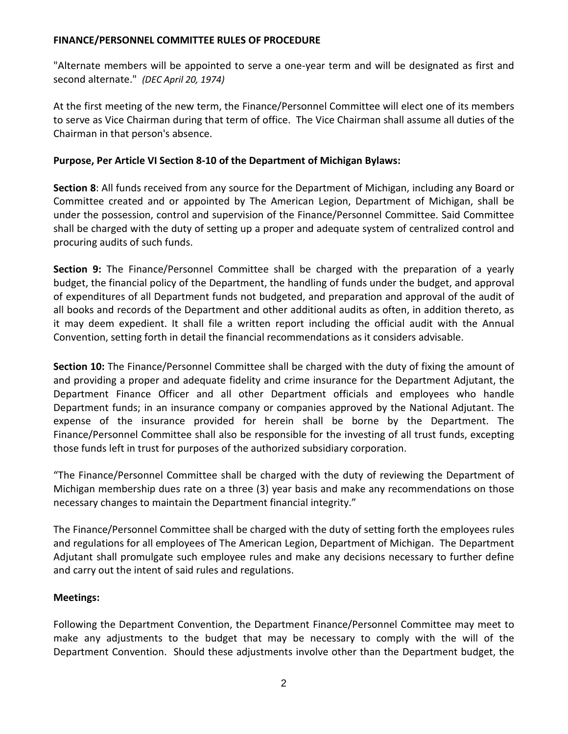**FINANCE/PERSONNEL COMMITTEE RULES OF PROCEDURE**

"Alternate members will be appointed to serve a one-year term and will be designated as first and second alternate." *(DEC April 20, 1974)*

At the first meeting of the new term, the Finance/Personnel Committee will elect one of its members to serve as Vice Chairman during that term of office. The Vice Chairman shall assume all duties of the Chairman in that person's absence.

**Purpose, Per Article VI Section 8-10 of the Department of Michigan Bylaws:**

**Section 8**: All funds received from any source for the Department of Michigan, including any Board or Committee created and or appointed by The American Legion, Department of Michigan, shall be under the possession, control and supervision of the Finance/Personnel Committee. Said Committee shall be charged with the duty of setting up a proper and adequate system of centralized control and procuring audits of such funds.

**Section 9:** The Finance/Personnel Committee shall be charged with the preparation of a yearly budget, the financial policy of the Department, the handling of funds under the budget, and approval of expenditures of all Department funds not budgeted, and preparation and approval of the audit of all books and records of the Department and other additional audits as often, in addition thereto, as it may deem expedient. It shall file a written report including the official audit with the Annual Convention, setting forth in detail the financial recommendations as it considers advisable.

**Section 10:** The Finance/Personnel Committee shall be charged with the duty of fixing the amount of and providing a proper and adequate fidelity and crime insurance for the Department Adjutant, the Department Finance Officer and all other Department officials and employees who handle Department funds; in an insurance company or companies approved by the National Adjutant. The expense of the insurance provided for herein shall be borne by the Department. The Finance/Personnel Committee shall also be responsible for the investing of all trust funds, excepting those funds left in trust for purposes of the authorized subsidiary corporation.

"The Finance/Personnel Committee shall be charged with the duty of reviewing the Department of Michigan membership dues rate on a three (3) year basis and make any recommendations on those necessary changes to maintain the Department financial integrity."

The Finance/Personnel Committee shall be charged with the duty of setting forth the employees rules and regulations for all employees of The American Legion, Department of Michigan. The Department Adjutant shall promulgate such employee rules and make any decisions necessary to further define and carry out the intent of said rules and regulations.

**Meetings:**

Following the Department Convention, the Department Finance/Personnel Committee may meet to make any adjustments to the budget that may be necessary to comply with the will of the Department Convention. Should these adjustments involve other than the Department budget, the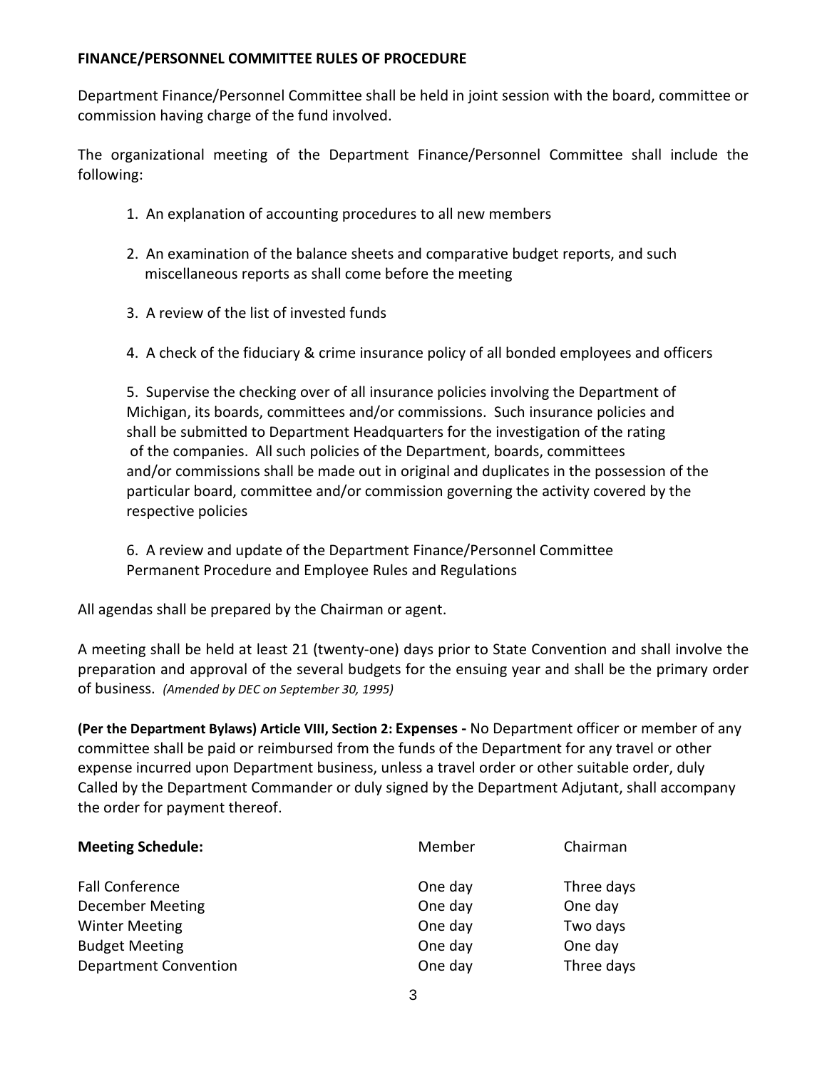**FINANCE/PERSONNEL COMMITTEE RULES OF PROCEDURE**

Department Finance/Personnel Committee shall be held in joint session with the board, committee or commission having charge of the fund involved.

The organizational meeting of the Department Finance/Personnel Committee shall include the following:

1. An explanation of accounting procedures to all new members
2. An examination of the balance sheets and comparative budget reports, and such miscellaneous reports as shall come before the meeting
3. A review of the list of invested funds
4. A check of the fiduciary & crime insurance policy of all bonded employees and officers
5. Supervise the checking over of all insurance policies involving the Department of Michigan, its boards, committees and/or commissions. Such insurance policies and shall be submitted to Department Headquarters for the investigation of the rating of the companies. All such policies of the Department, boards, committees and/or commissions shall be made out in original and duplicates in the possession of the particular board, committee and/or commission governing the activity covered by the respective policies
6. A review and update of the Department Finance/Personnel Committee Permanent Procedure and Employee Rules and Regulations

All agendas shall be prepared by the Chairman or agent.

A meeting shall be held at least 21 (twenty-one) days prior to State Convention and shall involve the preparation and approval of the several budgets for the ensuing year and shall be the primary order of business. *(Amended by DEC on September 30, 1995)*

**(Per the Department Bylaws) Article VIII, Section 2: Expenses -** No Department officer or member of any committee shall be paid or reimbursed from the funds of the Department for any travel or other expense incurred upon Department business, unless a travel order or other suitable order, duly Called by the Department Commander or duly signed by the Department Adjutant, shall accompany the order for payment thereof.

| **Meeting Schedule:** | Member | Chairman |
|---|---|---|
| Fall Conference | One day | Three days |
| December Meeting | One day | One day |
| Winter Meeting | One day | Two days |
| Budget Meeting | One day | One day |
| Department Convention | One day | Three days |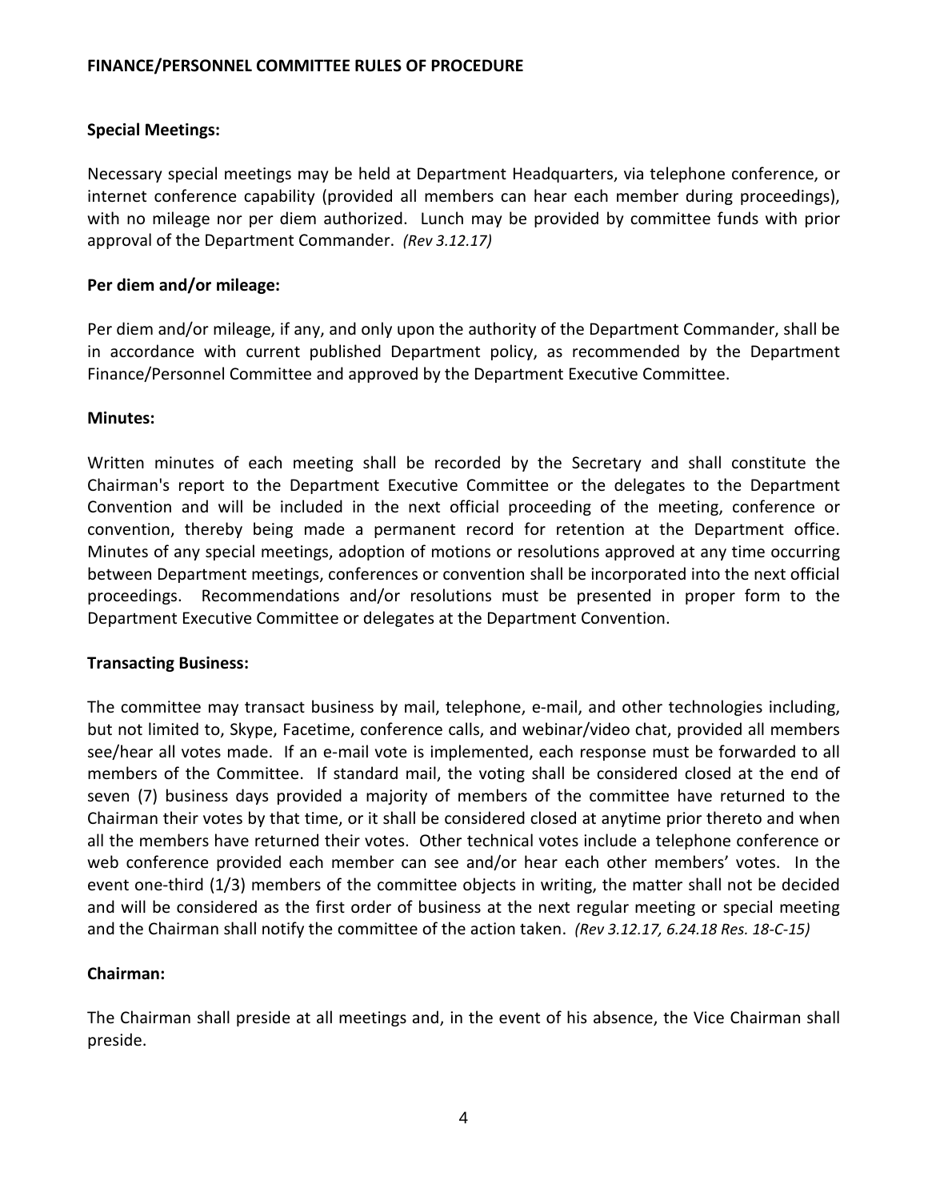## FINANCE/PERSONNEL COMMITTEE RULES OF PROCEDURE

### Special Meetings:

Necessary special meetings may be held at Department Headquarters, via telephone conference, or internet conference capability (provided all members can hear each member during proceedings), with no mileage nor per diem authorized. Lunch may be provided by committee funds with prior approval of the Department Commander. *(Rev 3.12.17)*

### Per diem and/or mileage:

Per diem and/or mileage, if any, and only upon the authority of the Department Commander, shall be in accordance with current published Department policy, as recommended by the Department Finance/Personnel Committee and approved by the Department Executive Committee.

### Minutes:

Written minutes of each meeting shall be recorded by the Secretary and shall constitute the Chairman's report to the Department Executive Committee or the delegates to the Department Convention and will be included in the next official proceeding of the meeting, conference or convention, thereby being made a permanent record for retention at the Department office. Minutes of any special meetings, adoption of motions or resolutions approved at any time occurring between Department meetings, conferences or convention shall be incorporated into the next official proceedings. Recommendations and/or resolutions must be presented in proper form to the Department Executive Committee or delegates at the Department Convention.

### Transacting Business:

The committee may transact business by mail, telephone, e-mail, and other technologies including, but not limited to, Skype, Facetime, conference calls, and webinar/video chat, provided all members see/hear all votes made. If an e-mail vote is implemented, each response must be forwarded to all members of the Committee. If standard mail, the voting shall be considered closed at the end of seven (7) business days provided a majority of members of the committee have returned to the Chairman their votes by that time, or it shall be considered closed at anytime prior thereto and when all the members have returned their votes. Other technical votes include a telephone conference or web conference provided each member can see and/or hear each other members' votes. In the event one-third (1/3) members of the committee objects in writing, the matter shall not be decided and will be considered as the first order of business at the next regular meeting or special meeting and the Chairman shall notify the committee of the action taken. *(Rev 3.12.17, 6.24.18 Res. 18-C-15)*

### Chairman:

The Chairman shall preside at all meetings and, in the event of his absence, the Vice Chairman shall preside.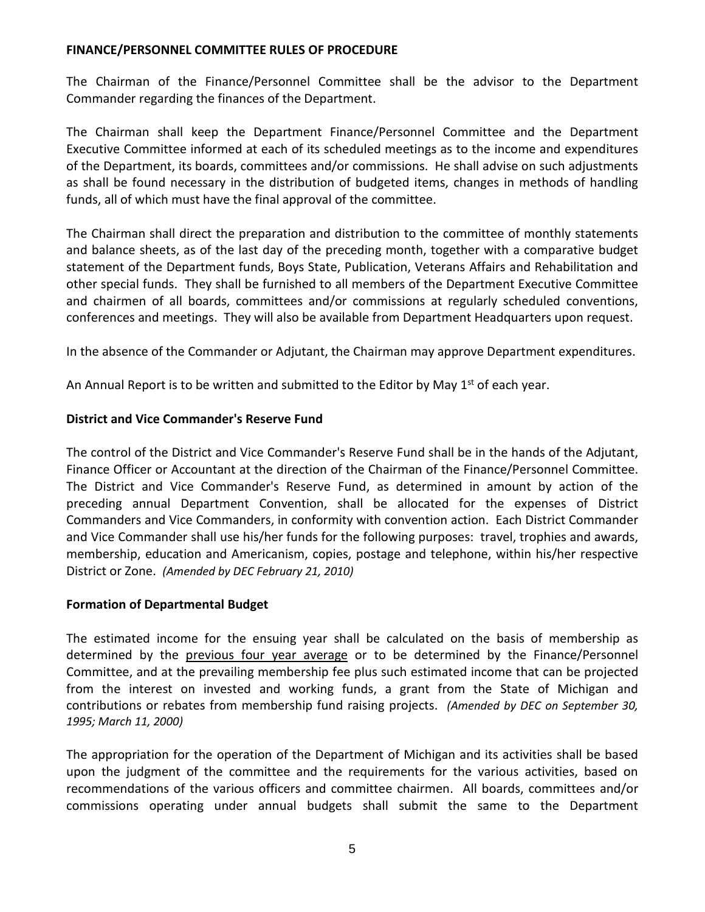**FINANCE/PERSONNEL COMMITTEE RULES OF PROCEDURE**

The Chairman of the Finance/Personnel Committee shall be the advisor to the Department Commander regarding the finances of the Department.

The Chairman shall keep the Department Finance/Personnel Committee and the Department Executive Committee informed at each of its scheduled meetings as to the income and expenditures of the Department, its boards, committees and/or commissions. He shall advise on such adjustments as shall be found necessary in the distribution of budgeted items, changes in methods of handling funds, all of which must have the final approval of the committee.

The Chairman shall direct the preparation and distribution to the committee of monthly statements and balance sheets, as of the last day of the preceding month, together with a comparative budget statement of the Department funds, Boys State, Publication, Veterans Affairs and Rehabilitation and other special funds. They shall be furnished to all members of the Department Executive Committee and chairmen of all boards, committees and/or commissions at regularly scheduled conventions, conferences and meetings. They will also be available from Department Headquarters upon request.

In the absence of the Commander or Adjutant, the Chairman may approve Department expenditures.

An Annual Report is to be written and submitted to the Editor by May 1st of each year.

**District and Vice Commander's Reserve Fund**

The control of the District and Vice Commander's Reserve Fund shall be in the hands of the Adjutant, Finance Officer or Accountant at the direction of the Chairman of the Finance/Personnel Committee. The District and Vice Commander's Reserve Fund, as determined in amount by action of the preceding annual Department Convention, shall be allocated for the expenses of District Commanders and Vice Commanders, in conformity with convention action. Each District Commander and Vice Commander shall use his/her funds for the following purposes: travel, trophies and awards, membership, education and Americanism, copies, postage and telephone, within his/her respective District or Zone. *(Amended by DEC February 21, 2010)*

**Formation of Departmental Budget**

The estimated income for the ensuing year shall be calculated on the basis of membership as determined by the <u>previous four year average</u> or to be determined by the Finance/Personnel Committee, and at the prevailing membership fee plus such estimated income that can be projected from the interest on invested and working funds, a grant from the State of Michigan and contributions or rebates from membership fund raising projects. *(Amended by DEC on September 30, 1995; March 11, 2000)*

The appropriation for the operation of the Department of Michigan and its activities shall be based upon the judgment of the committee and the requirements for the various activities, based on recommendations of the various officers and committee chairmen. All boards, committees and/or commissions operating under annual budgets shall submit the same to the Department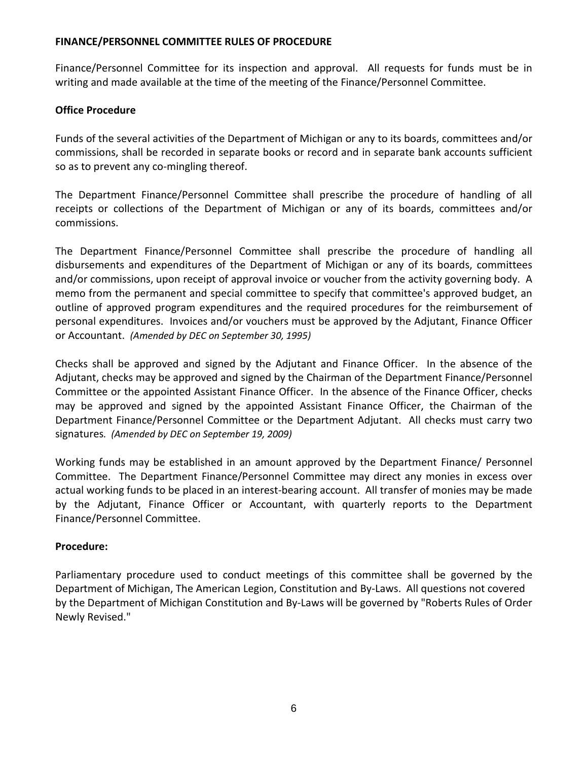**FINANCE/PERSONNEL COMMITTEE RULES OF PROCEDURE**

Finance/Personnel Committee for its inspection and approval. All requests for funds must be in writing and made available at the time of the meeting of the Finance/Personnel Committee.

**Office Procedure**

Funds of the several activities of the Department of Michigan or any to its boards, committees and/or commissions, shall be recorded in separate books or record and in separate bank accounts sufficient so as to prevent any co-mingling thereof.

The Department Finance/Personnel Committee shall prescribe the procedure of handling of all receipts or collections of the Department of Michigan or any of its boards, committees and/or commissions.

The Department Finance/Personnel Committee shall prescribe the procedure of handling all disbursements and expenditures of the Department of Michigan or any of its boards, committees and/or commissions, upon receipt of approval invoice or voucher from the activity governing body. A memo from the permanent and special committee to specify that committee's approved budget, an outline of approved program expenditures and the required procedures for the reimbursement of personal expenditures. Invoices and/or vouchers must be approved by the Adjutant, Finance Officer or Accountant. *(Amended by DEC on September 30, 1995)*

Checks shall be approved and signed by the Adjutant and Finance Officer. In the absence of the Adjutant, checks may be approved and signed by the Chairman of the Department Finance/Personnel Committee or the appointed Assistant Finance Officer. In the absence of the Finance Officer, checks may be approved and signed by the appointed Assistant Finance Officer, the Chairman of the Department Finance/Personnel Committee or the Department Adjutant. All checks must carry two signatures*. (Amended by DEC on September 19, 2009)*

Working funds may be established in an amount approved by the Department Finance/ Personnel Committee. The Department Finance/Personnel Committee may direct any monies in excess over actual working funds to be placed in an interest-bearing account. All transfer of monies may be made by the Adjutant, Finance Officer or Accountant, with quarterly reports to the Department Finance/Personnel Committee.

**Procedure:**

Parliamentary procedure used to conduct meetings of this committee shall be governed by the Department of Michigan, The American Legion, Constitution and By-Laws. All questions not covered by the Department of Michigan Constitution and By-Laws will be governed by "Roberts Rules of Order Newly Revised."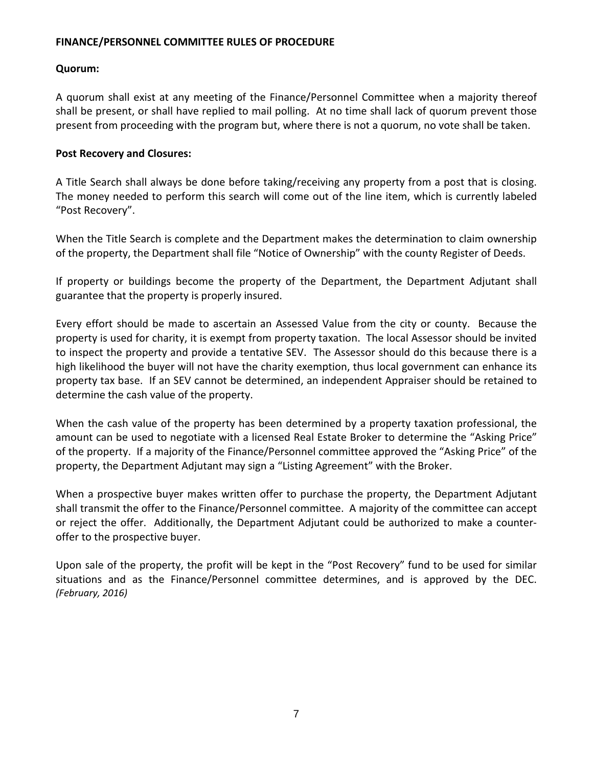**FINANCE/PERSONNEL COMMITTEE RULES OF PROCEDURE**

**Quorum:**

A quorum shall exist at any meeting of the Finance/Personnel Committee when a majority thereof shall be present, or shall have replied to mail polling. At no time shall lack of quorum prevent those present from proceeding with the program but, where there is not a quorum, no vote shall be taken.

**Post Recovery and Closures:**

A Title Search shall always be done before taking/receiving any property from a post that is closing. The money needed to perform this search will come out of the line item, which is currently labeled "Post Recovery".

When the Title Search is complete and the Department makes the determination to claim ownership of the property, the Department shall file "Notice of Ownership" with the county Register of Deeds.

If property or buildings become the property of the Department, the Department Adjutant shall guarantee that the property is properly insured.

Every effort should be made to ascertain an Assessed Value from the city or county. Because the property is used for charity, it is exempt from property taxation. The local Assessor should be invited to inspect the property and provide a tentative SEV. The Assessor should do this because there is a high likelihood the buyer will not have the charity exemption, thus local government can enhance its property tax base. If an SEV cannot be determined, an independent Appraiser should be retained to determine the cash value of the property.

When the cash value of the property has been determined by a property taxation professional, the amount can be used to negotiate with a licensed Real Estate Broker to determine the "Asking Price" of the property. If a majority of the Finance/Personnel committee approved the "Asking Price" of the property, the Department Adjutant may sign a "Listing Agreement" with the Broker.

When a prospective buyer makes written offer to purchase the property, the Department Adjutant shall transmit the offer to the Finance/Personnel committee. A majority of the committee can accept or reject the offer. Additionally, the Department Adjutant could be authorized to make a counter-offer to the prospective buyer.

Upon sale of the property, the profit will be kept in the "Post Recovery" fund to be used for similar situations and as the Finance/Personnel committee determines, and is approved by the DEC. *(February, 2016)*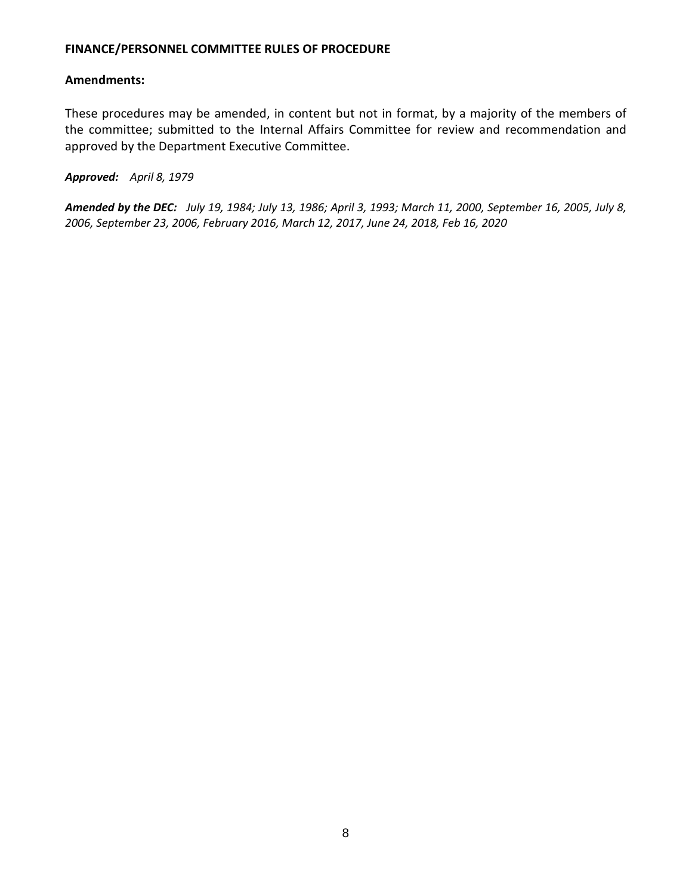**FINANCE/PERSONNEL COMMITTEE RULES OF PROCEDURE**

**Amendments:**

These procedures may be amended, in content but not in format, by a majority of the members of the committee; submitted to the Internal Affairs Committee for review and recommendation and approved by the Department Executive Committee.

***Approved:*** *April 8, 1979*

***Amended by the DEC:*** *July 19, 1984; July 13, 1986; April 3, 1993; March 11, 2000, September 16, 2005, July 8, 2006, September 23, 2006, February 2016, March 12, 2017, June 24, 2018, Feb 16, 2020*